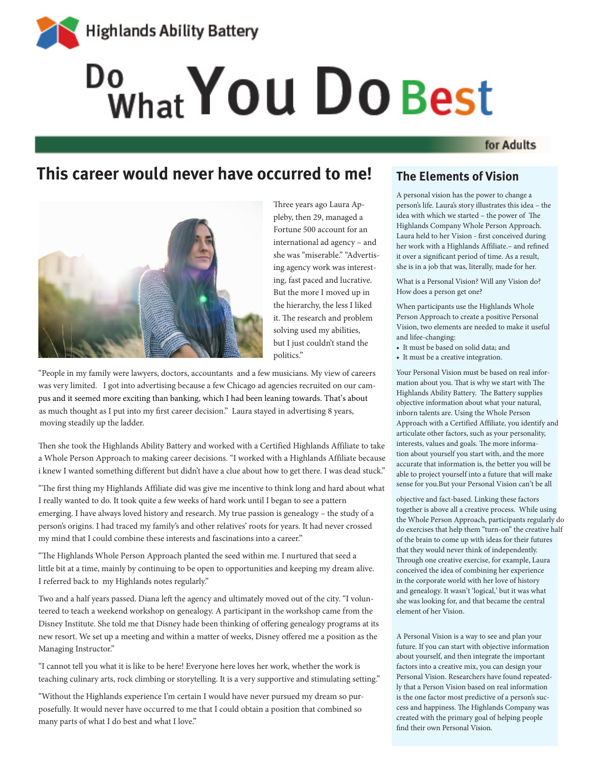Highlands Ability Battery

# Do What You Do Best

for Adults

## This career would never have occurred to me!

Three years ago Laura Appleby, then 29, managed a Fortune 500 account for an international ad agency – and she was "miserable." "Advertising agency work was interesting, fast paced and lucrative. But the more I moved up in the hierarchy, the less I liked it. The research and problem solving used my abilities, but I just couldn't stand the politics."

"People in my family were lawyers, doctors, accountants and a few musicians. My view of careers was very limited. I got into advertising because a few Chicago ad agencies recruited on our campus and it seemed more exciting than banking, which I had been leaning towards. That's about as much thought as I put into my first career decision." Laura stayed in advertising 8 years, moving steadily up the ladder.

Then she took the Highlands Ability Battery and worked with a Certified Highlands Affiliate to take a Whole Person Approach to making career decisions. "I worked with a Highlands Affiliate because i knew I wanted something different but didn't have a clue about how to get there. I was dead stuck."

"The first thing my Highlands Affiliate did was give me incentive to think long and hard about what I really wanted to do. It took quite a few weeks of hard work until I began to see a pattern emerging. I have always loved history and research. My true passion is genealogy – the study of a person's origins. I had traced my family's and other relatives' roots for years. It had never crossed my mind that I could combine these interests and fascinations into a career."

"The Highlands Whole Person Approach planted the seed within me. I nurtured that seed a little bit at a time, mainly by continuing to be open to opportunities and keeping my dream alive. I referred back to my Highlands notes regularly."

Two and a half years passed. Diana left the agency and ultimately moved out of the city. "I volunteered to teach a weekend workshop on genealogy. A participant in the workshop came from the Disney Institute. She told me that Disney hade been thinking of offering genealogy programs at its new resort. We set up a meeting and within a matter of weeks, Disney offered me a position as the Managing Instructor."

"I cannot tell you what it is like to be here! Everyone here loves her work, whether the work is teaching culinary arts, rock climbing or storytelling. It is a very supportive and stimulating setting."

"Without the Highlands experience I'm certain I would have never pursued my dream so purposefully. It would never have occurred to me that I could obtain a position that combined so many parts of what I do best and what I love."

## The Elements of Vision

A personal vision has the power to change a person's life. Laura's story illustrates this idea – the idea with which we started – the power of The Highlands Company Whole Person Approach. Laura held to her Vision - first conceived during her work with a Highlands Affiliate.– and refined it over a significant period of time. As a result, she is in a job that was, literally, made for her.

What is a Personal Vision? Will any Vision do? How does a person get one?

When participants use the Highlands Whole Person Approach to create a positive Personal Vision, two elements are needed to make it useful and lifee-changing:

- It must be based on solid data; and
- It must be a creative integration.

Your Personal Vision must be based on real information about you. That is why we start with The Highlands Ability Battery. The Battery supplies objective information about what your natural, inborn talents are. Using the Whole Person Approach with a Certified Affiliate, you identify and articulate other factors, such as your personality, interests, values and goals. The more information about yourself you start with, and the more accurate that information is, the better you will be able to project yourself into a future that will make sense for you.But your Personal Vision can't be all objective and fact-based. Linking these factors together is above all a creative process. While using the Whole Person Approach, participants regularly do do exercises that help them "turn-on" the creative half of the brain to come up with ideas for their futures that they would never think of independently. Through one creative exercise, for example, Laura conceived the idea of combining her experience in the corporate world with her love of history and genealogy. It wasn't 'logical,' but it was what she was looking for, and that became the central element of her Vision.

A Personal Vision is a way to see and plan your future. If you can start with objective information about yourself, and then integrate the important factors into a creative mix, you can design your Personal Vision. Researchers have found repeatedly that a Person Vision based on real information is the one factor most predictive of a person's success and happiness. The Highlands Company was created with the primary goal of helping people find their own Personal Vision.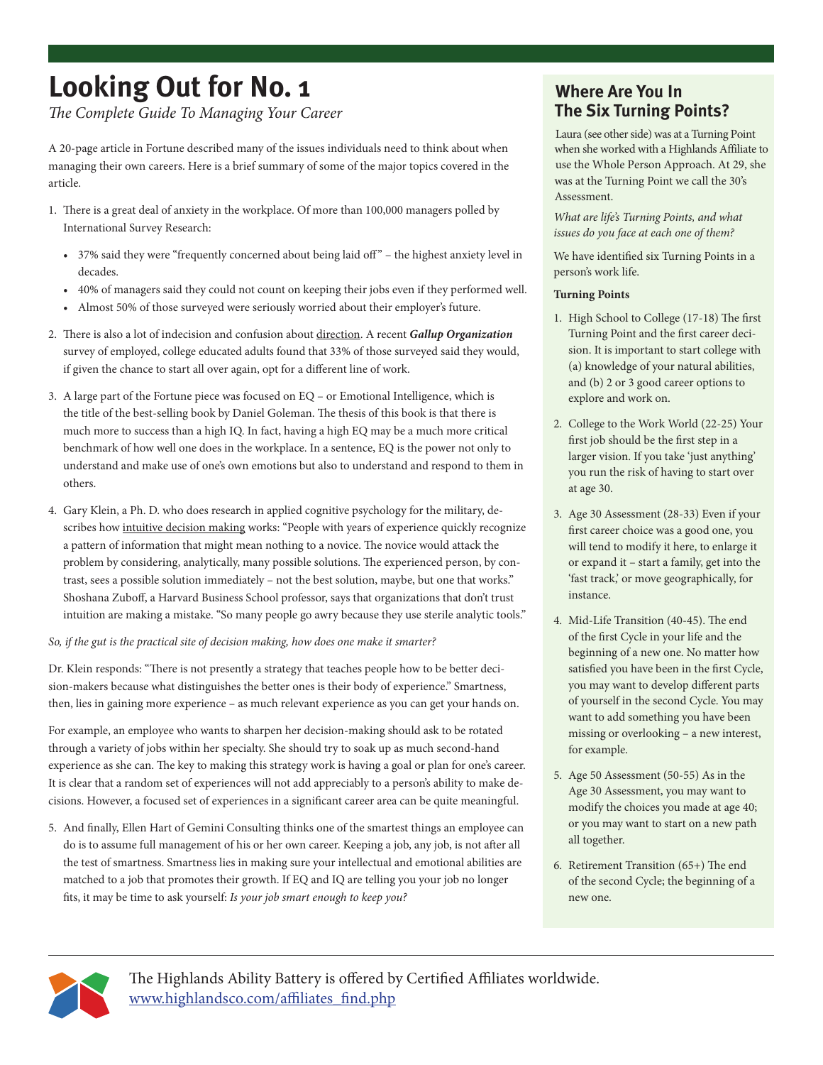# Looking Out for No. 1

*The Complete Guide To Managing Your Career*

A 20-page article in Fortune described many of the issues individuals need to think about when managing their own careers. Here is a brief summary of some of the major topics covered in the article.

1. There is a great deal of anxiety in the workplace. Of more than 100,000 managers polled by International Survey Research:
   - 37% said they were "frequently concerned about being laid off" – the highest anxiety level in decades.
   - 40% of managers said they could not count on keeping their jobs even if they performed well.
   - Almost 50% of those surveyed were seriously worried about their employer's future.

2. There is also a lot of indecision and confusion about direction. A recent ***Gallup Organization*** survey of employed, college educated adults found that 33% of those surveyed said they would, if given the chance to start all over again, opt for a different line of work.

3. A large part of the Fortune piece was focused on EQ – or Emotional Intelligence, which is the title of the best-selling book by Daniel Goleman. The thesis of this book is that there is much more to success than a high IQ. In fact, having a high EQ may be a much more critical benchmark of how well one does in the workplace. In a sentence, EQ is the power not only to understand and make use of one's own emotions but also to understand and respond to them in others.

4. Gary Klein, a Ph. D. who does research in applied cognitive psychology for the military, describes how intuitive decision making works: "People with years of experience quickly recognize a pattern of information that might mean nothing to a novice. The novice would attack the problem by considering, analytically, many possible solutions. The experienced person, by contrast, sees a possible solution immediately – not the best solution, maybe, but one that works." Shoshana Zuboff, a Harvard Business School professor, says that organizations that don't trust intuition are making a mistake. "So many people go awry because they use sterile analytic tools."

*So, if the gut is the practical site of decision making, how does one make it smarter?*

Dr. Klein responds: "There is not presently a strategy that teaches people how to be better decision-makers because what distinguishes the better ones is their body of experience." Smartness, then, lies in gaining more experience – as much relevant experience as you can get your hands on.

For example, an employee who wants to sharpen her decision-making should ask to be rotated through a variety of jobs within her specialty. She should try to soak up as much second-hand experience as she can. The key to making this strategy work is having a goal or plan for one's career. It is clear that a random set of experiences will not add appreciably to a person's ability to make decisions. However, a focused set of experiences in a significant career area can be quite meaningful.

5. And finally, Ellen Hart of Gemini Consulting thinks one of the smartest things an employee can do is to assume full management of his or her own career. Keeping a job, any job, is not after all the test of smartness. Smartness lies in making sure your intellectual and emotional abilities are matched to a job that promotes their growth. If EQ and IQ are telling you your job no longer fits, it may be time to ask yourself: *Is your job smart enough to keep you?*

## Where Are You In The Six Turning Points?

Laura (see other side) was at a Turning Point when she worked with a Highlands Affiliate to use the Whole Person Approach. At 29, she was at the Turning Point we call the 30's Assessment.

*What are life's Turning Points, and what issues do you face at each one of them?*

We have identified six Turning Points in a person's work life.

**Turning Points**

1. High School to College (17-18) The first Turning Point and the first career decision. It is important to start college with (a) knowledge of your natural abilities, and (b) 2 or 3 good career options to explore and work on.
2. College to the Work World (22-25) Your first job should be the first step in a larger vision. If you take 'just anything' you run the risk of having to start over at age 30.
3. Age 30 Assessment (28-33) Even if your first career choice was a good one, you will tend to modify it here, to enlarge it or expand it – start a family, get into the 'fast track,' or move geographically, for instance.
4. Mid-Life Transition (40-45). The end of the first Cycle in your life and the beginning of a new one. No matter how satisfied you have been in the first Cycle, you may want to develop different parts of yourself in the second Cycle. You may want to add something you have been missing or overlooking – a new interest, for example.
5. Age 50 Assessment (50-55) As in the Age 30 Assessment, you may want to modify the choices you made at age 40; or you may want to start on a new path all together.
6. Retirement Transition (65+) The end of the second Cycle; the beginning of a new one.

The Highlands Ability Battery is offered by Certified Affiliates worldwide.
www.highlandsco.com/affiliates_find.php